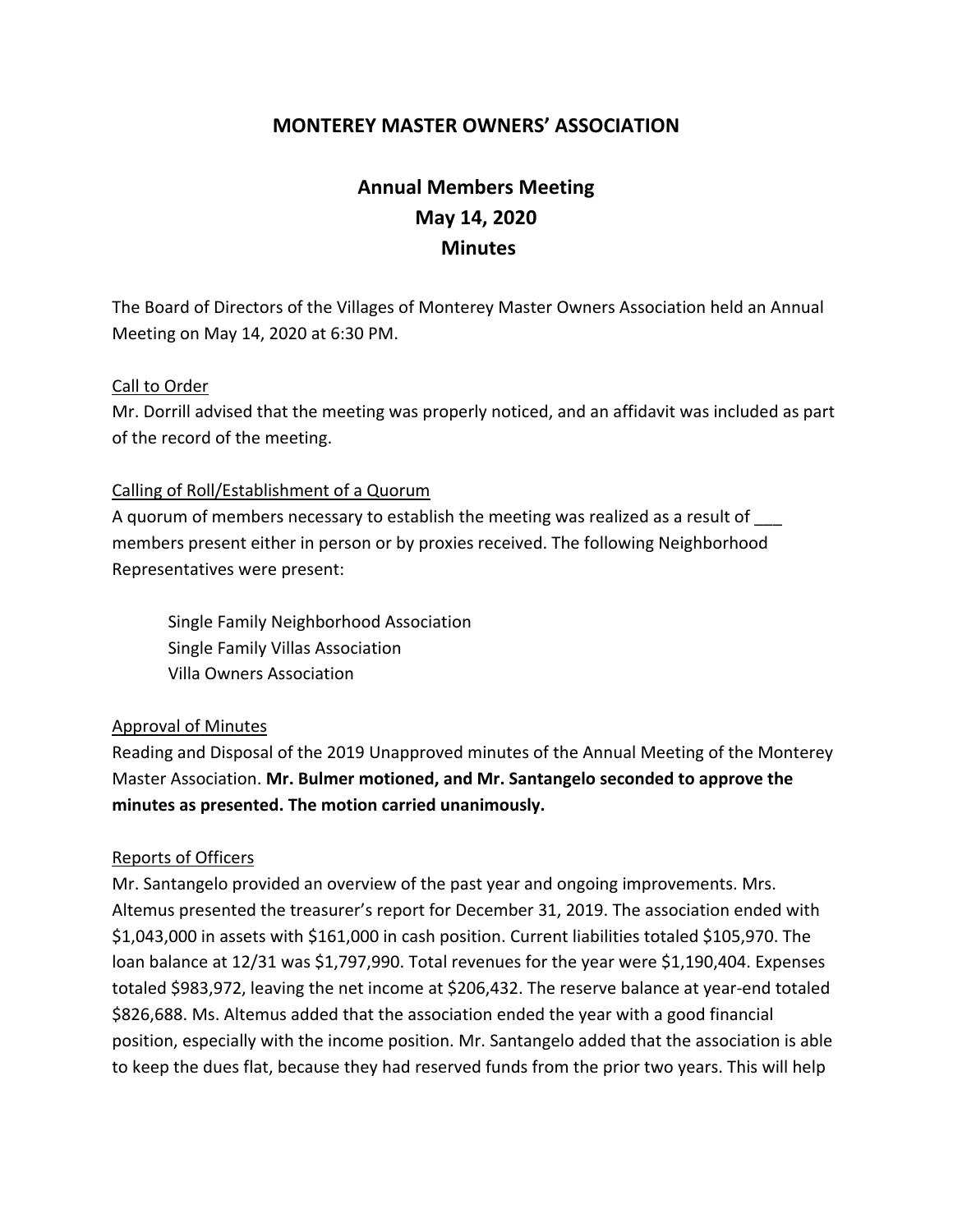# MONTEREY MASTER OWNERS' ASSOCIATION

## Annual Members Meeting
## May 14, 2020
## Minutes

The Board of Directors of the Villages of Monterey Master Owners Association held an Annual Meeting on May 14, 2020 at 6:30 PM.

Call to Order

Mr. Dorrill advised that the meeting was properly noticed, and an affidavit was included as part of the record of the meeting.

Calling of Roll/Establishment of a Quorum

A quorum of members necessary to establish the meeting was realized as a result of ___ members present either in person or by proxies received. The following Neighborhood Representatives were present:

Single Family Neighborhood Association
Single Family Villas Association
Villa Owners Association

Approval of Minutes

Reading and Disposal of the 2019 Unapproved minutes of the Annual Meeting of the Monterey Master Association. **Mr. Bulmer motioned, and Mr. Santangelo seconded to approve the minutes as presented. The motion carried unanimously.**

Reports of Officers

Mr. Santangelo provided an overview of the past year and ongoing improvements. Mrs. Altemus presented the treasurer's report for December 31, 2019. The association ended with $1,043,000 in assets with $161,000 in cash position. Current liabilities totaled $105,970. The loan balance at 12/31 was $1,797,990. Total revenues for the year were $1,190,404. Expenses totaled $983,972, leaving the net income at $206,432. The reserve balance at year-end totaled $826,688. Ms. Altemus added that the association ended the year with a good financial position, especially with the income position. Mr. Santangelo added that the association is able to keep the dues flat, because they had reserved funds from the prior two years. This will help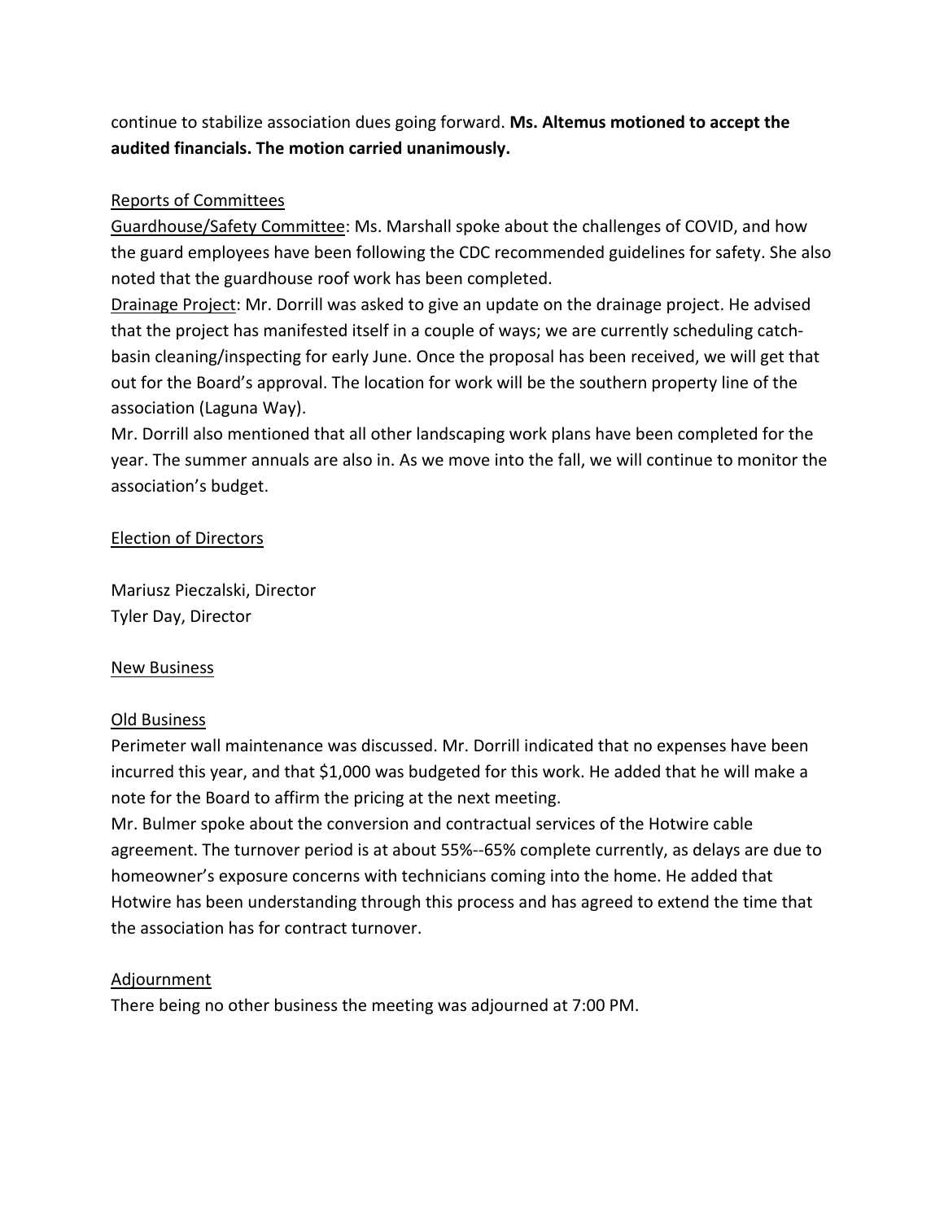continue to stabilize association dues going forward. **Ms. Altemus motioned to accept the audited financials. The motion carried unanimously.**

<u>Reports of Committees</u>

<u>Guardhouse/Safety Committee</u>: Ms. Marshall spoke about the challenges of COVID, and how the guard employees have been following the CDC recommended guidelines for safety. She also noted that the guardhouse roof work has been completed.

<u>Drainage Project</u>: Mr. Dorrill was asked to give an update on the drainage project. He advised that the project has manifested itself in a couple of ways; we are currently scheduling catch-basin cleaning/inspecting for early June. Once the proposal has been received, we will get that out for the Board's approval. The location for work will be the southern property line of the association (Laguna Way).

Mr. Dorrill also mentioned that all other landscaping work plans have been completed for the year. The summer annuals are also in. As we move into the fall, we will continue to monitor the association's budget.

<u>Election of Directors</u>

Mariusz Pieczalski, Director
Tyler Day, Director

<u>New Business</u>

<u>Old Business</u>

Perimeter wall maintenance was discussed. Mr. Dorrill indicated that no expenses have been incurred this year, and that $1,000 was budgeted for this work. He added that he will make a note for the Board to affirm the pricing at the next meeting.

Mr. Bulmer spoke about the conversion and contractual services of the Hotwire cable agreement. The turnover period is at about 55%--65% complete currently, as delays are due to homeowner's exposure concerns with technicians coming into the home. He added that Hotwire has been understanding through this process and has agreed to extend the time that the association has for contract turnover.

<u>Adjournment</u>

There being no other business the meeting was adjourned at 7:00 PM.